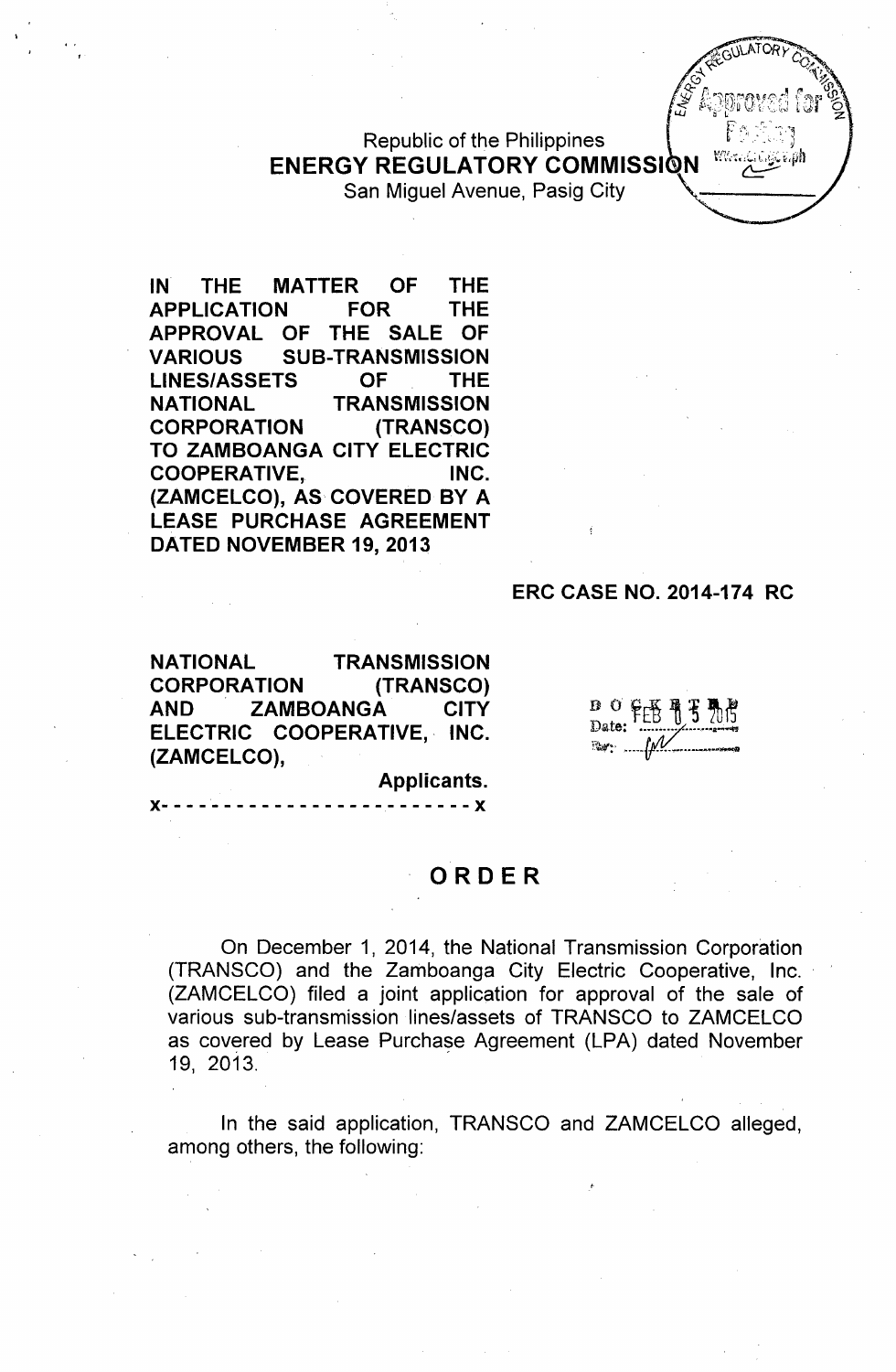Republic of the Philippines
**ENERGY REGULATORY COMMISSION**
San Miguel Avenue, Pasig City

**IN THE MATTER OF THE APPLICATION FOR THE APPROVAL OF THE SALE OF VARIOUS SUB-TRANSMISSION LINES/ASSETS OF THE NATIONAL TRANSMISSION CORPORATION (TRANSCO) TO ZAMBOANGA CITY ELECTRIC COOPERATIVE, INC. (ZAMCELCO), AS COVERED BY A LEASE PURCHASE AGREEMENT DATED NOVEMBER 19, 2013**

**ERC CASE NO. 2014-174 RC**

**NATIONAL TRANSMISSION CORPORATION (TRANSCO) AND ZAMBOANGA CITY ELECTRIC COOPERATIVE, INC. (ZAMCELCO),**

**Applicants.**

x- - - - - - - - - - - - - - - - - - - - - - - - x

DOCKETED
Date: FEB 05 2015

# ORDER

On December 1, 2014, the National Transmission Corporation (TRANSCO) and the Zamboanga City Electric Cooperative, Inc. (ZAMCELCO) filed a joint application for approval of the sale of various sub-transmission lines/assets of TRANSCO to ZAMCELCO as covered by Lease Purchase Agreement (LPA) dated November 19, 2013.

In the said application, TRANSCO and ZAMCELCO alleged, among others, the following: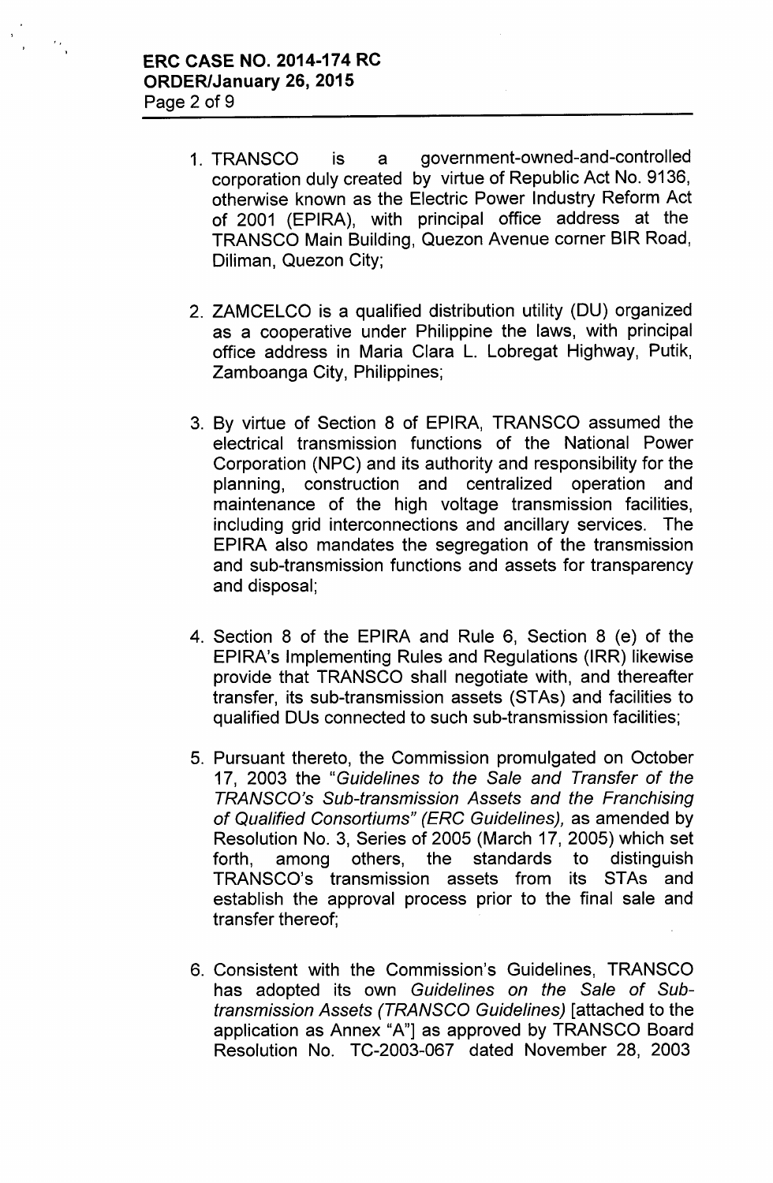1. TRANSCO is a government-owned-and-controlled corporation duly created by virtue of Republic Act No. 9136, otherwise known as the Electric Power Industry Reform Act of 2001 (EPIRA), with principal office address at the TRANSCO Main Building, Quezon Avenue corner BIR Road, Diliman, Quezon City;

2. ZAMCELCO is a qualified distribution utility (DU) organized as a cooperative under Philippine the laws, with principal office address in Maria Clara L. Lobregat Highway, Putik, Zamboanga City, Philippines;

3. By virtue of Section 8 of EPIRA, TRANSCO assumed the electrical transmission functions of the National Power Corporation (NPC) and its authority and responsibility for the planning, construction and centralized operation and maintenance of the high voltage transmission facilities, including grid interconnections and ancillary services. The EPIRA also mandates the segregation of the transmission and sub-transmission functions and assets for transparency and disposal;

4. Section 8 of the EPIRA and Rule 6, Section 8 (e) of the EPIRA's Implementing Rules and Regulations (IRR) likewise provide that TRANSCO shall negotiate with, and thereafter transfer, its sub-transmission assets (STAs) and facilities to qualified DUs connected to such sub-transmission facilities;

5. Pursuant thereto, the Commission promulgated on October 17, 2003 the *"Guidelines to the Sale and Transfer of the TRANSCO's Sub-transmission Assets and the Franchising of Qualified Consortiums" (ERC Guidelines),* as amended by Resolution No. 3, Series of 2005 (March 17, 2005) which set forth, among others, the standards to distinguish TRANSCO's transmission assets from its STAs and establish the approval process prior to the final sale and transfer thereof;

6. Consistent with the Commission's Guidelines, TRANSCO has adopted its own *Guidelines on the Sale of Sub-transmission Assets (TRANSCO Guidelines)* [attached to the application as Annex "A"] as approved by TRANSCO Board Resolution No. TC-2003-067 dated November 28, 2003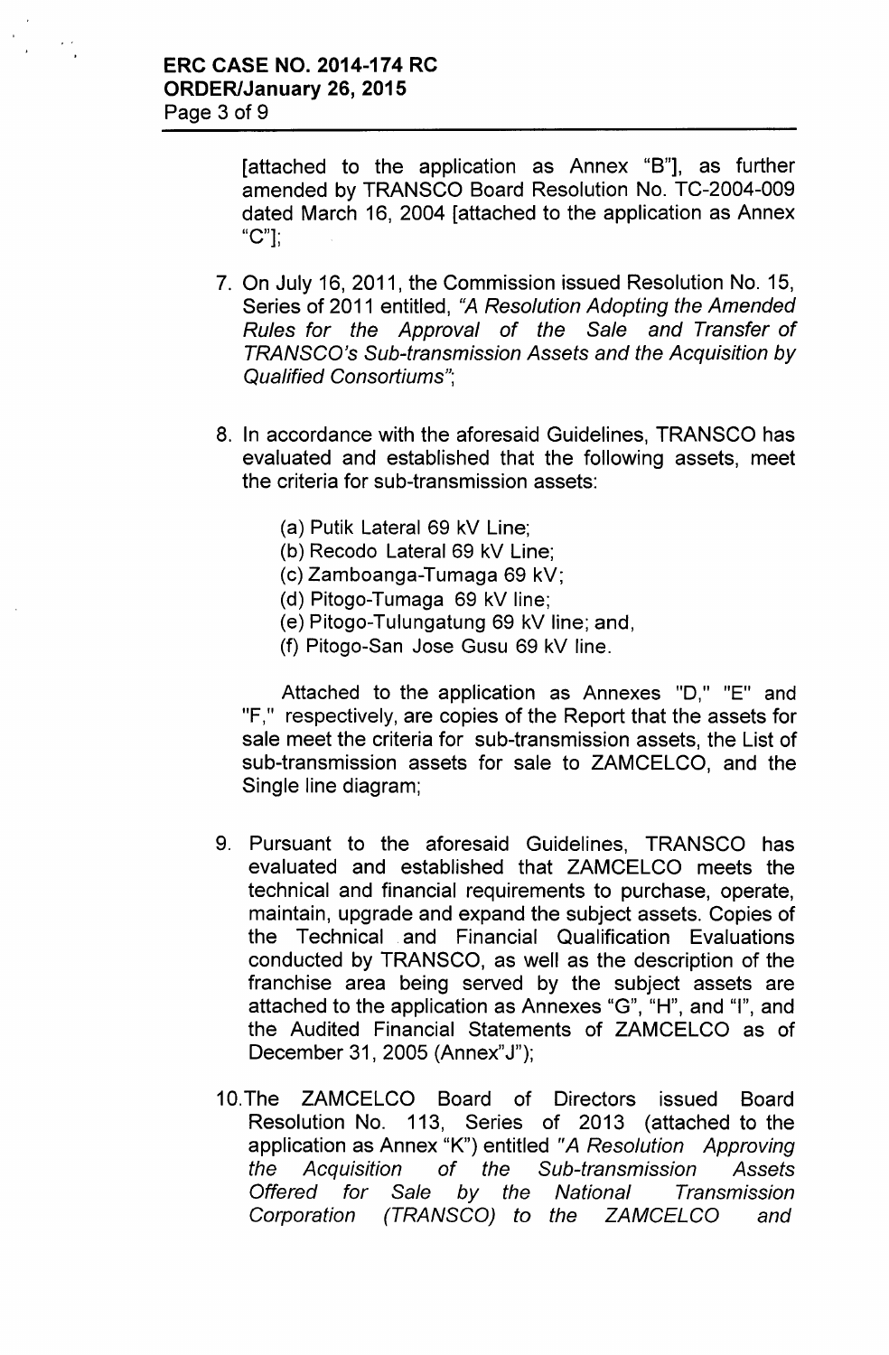[attached to the application as Annex "B"], as further amended by TRANSCO Board Resolution No. TC-2004-009 dated March 16, 2004 [attached to the application as Annex "C"];

7. On July 16, 2011, the Commission issued Resolution No. 15, Series of 2011 entitled, *"A Resolution Adopting the Amended Rules for the Approval of the Sale and Transfer of TRANSCO's Sub-transmission Assets and the Acquisition by Qualified Consortiums"*;

8. In accordance with the aforesaid Guidelines, TRANSCO has evaluated and established that the following assets, meet the criteria for sub-transmission assets:

   (a) Putik Lateral 69 kV Line;
   (b) Recodo Lateral 69 kV Line;
   (c) Zamboanga-Tumaga 69 kV;
   (d) Pitogo-Tumaga 69 kV line;
   (e) Pitogo-Tulungatung 69 kV line; and,
   (f) Pitogo-San Jose Gusu 69 kV line.

   Attached to the application as Annexes "D," "E" and "F," respectively, are copies of the Report that the assets for sale meet the criteria for sub-transmission assets, the List of sub-transmission assets for sale to ZAMCELCO, and the Single line diagram;

9. Pursuant to the aforesaid Guidelines, TRANSCO has evaluated and established that ZAMCELCO meets the technical and financial requirements to purchase, operate, maintain, upgrade and expand the subject assets. Copies of the Technical and Financial Qualification Evaluations conducted by TRANSCO, as well as the description of the franchise area being served by the subject assets are attached to the application as Annexes "G", "H", and "I", and the Audited Financial Statements of ZAMCELCO as of December 31, 2005 (Annex"J");

10. The ZAMCELCO Board of Directors issued Board Resolution No. 113, Series of 2013 (attached to the application as Annex "K") entitled *"A Resolution Approving the Acquisition of the Sub-transmission Assets Offered for Sale by the National Transmission Corporation (TRANSCO) to the ZAMCELCO and*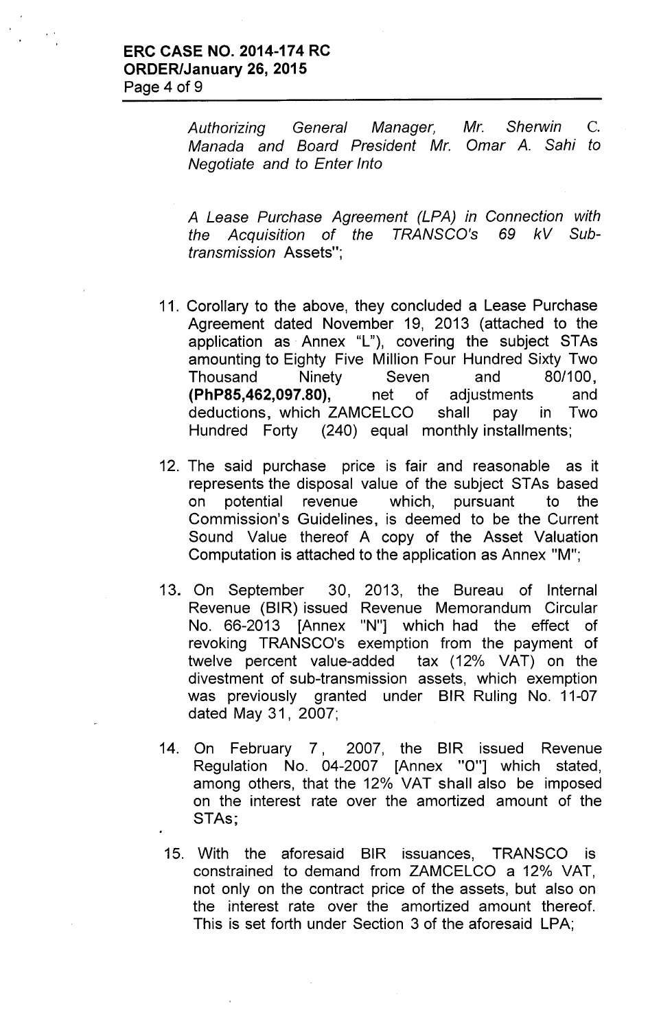*Authorizing General Manager, Mr. Sherwin C. Manada and Board President Mr. Omar A. Sahi to Negotiate and to Enter Into*

*A Lease Purchase Agreement (LPA) in Connection with the Acquisition of the TRANSCO's 69 kV Sub-transmission* Assets";

11. Corollary to the above, they concluded a Lease Purchase Agreement dated November 19, 2013 (attached to the application as Annex "L"), covering the subject STAs amounting to Eighty Five Million Four Hundred Sixty Two Thousand Ninety Seven and 80/100, **(PhP85,462,097.80),** net of adjustments and deductions, which ZAMCELCO shall pay in Two Hundred Forty (240) equal monthly installments;

12. The said purchase price is fair and reasonable as it represents the disposal value of the subject STAs based on potential revenue which, pursuant to the Commission's Guidelines, is deemed to be the Current Sound Value thereof A copy of the Asset Valuation Computation is attached to the application as Annex "M";

13. On September 30, 2013, the Bureau of Internal Revenue (BIR) issued Revenue Memorandum Circular No. 66-2013 [Annex "N"] which had the effect of revoking TRANSCO's exemption from the payment of twelve percent value-added tax (12% VAT) on the divestment of sub-transmission assets, which exemption was previously granted under BIR Ruling No. 11-07 dated May 31, 2007;

14. On February 7, 2007, the BIR issued Revenue Regulation No. 04-2007 [Annex "O"] which stated, among others, that the 12% VAT shall also be imposed on the interest rate over the amortized amount of the STAs;

15. With the aforesaid BIR issuances, TRANSCO is constrained to demand from ZAMCELCO a 12% VAT, not only on the contract price of the assets, but also on the interest rate over the amortized amount thereof. This is set forth under Section 3 of the aforesaid LPA;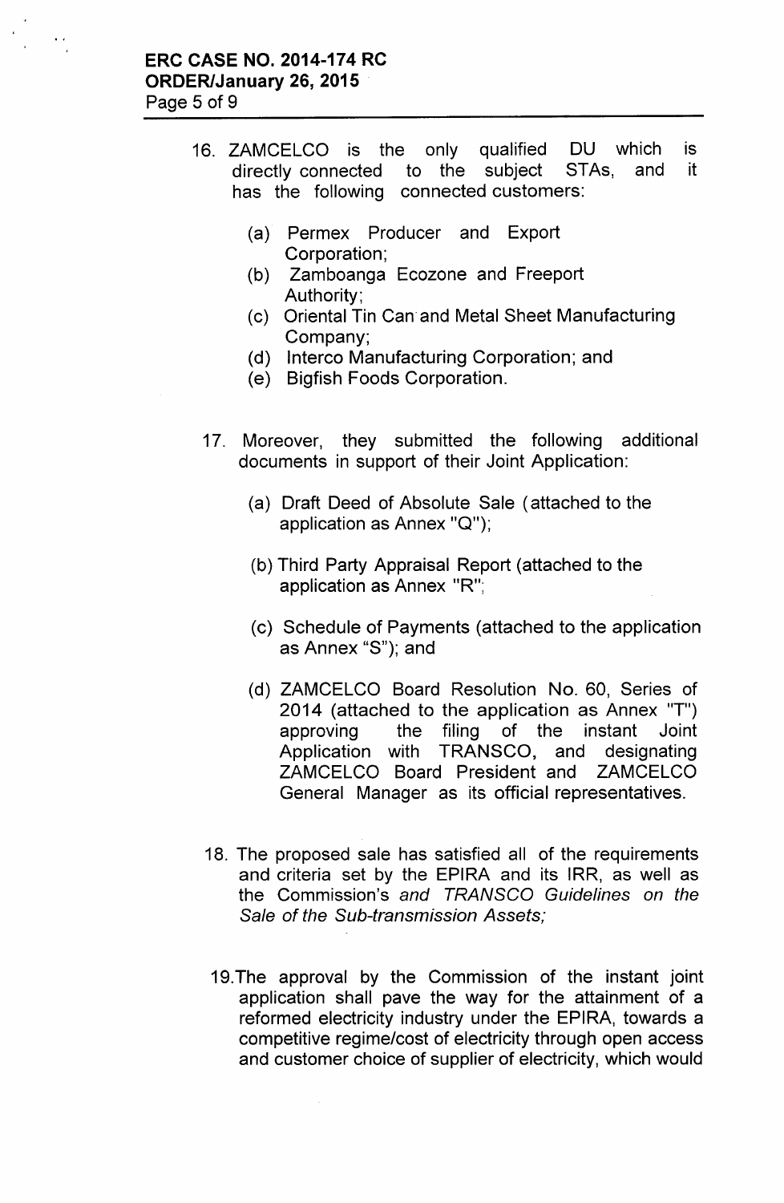16. ZAMCELCO is the only qualified DU which is directly connected to the subject STAs, and it has the following connected customers:

    (a) Permex Producer and Export Corporation;
    (b) Zamboanga Ecozone and Freeport Authority;
    (c) Oriental Tin Can and Metal Sheet Manufacturing Company;
    (d) Interco Manufacturing Corporation; and
    (e) Bigfish Foods Corporation.

17. Moreover, they submitted the following additional documents in support of their Joint Application:

    (a) Draft Deed of Absolute Sale (attached to the application as Annex "Q");

    (b) Third Party Appraisal Report (attached to the application as Annex "R";

    (c) Schedule of Payments (attached to the application as Annex "S"); and

    (d) ZAMCELCO Board Resolution No. 60, Series of 2014 (attached to the application as Annex "T") approving the filing of the instant Joint Application with TRANSCO, and designating ZAMCELCO Board President and ZAMCELCO General Manager as its official representatives.

18. The proposed sale has satisfied all of the requirements and criteria set by the EPIRA and its IRR, as well as the Commission's *and TRANSCO Guidelines on the Sale of the Sub-transmission Assets;*

19. The approval by the Commission of the instant joint application shall pave the way for the attainment of a reformed electricity industry under the EPIRA, towards a competitive regime/cost of electricity through open access and customer choice of supplier of electricity, which would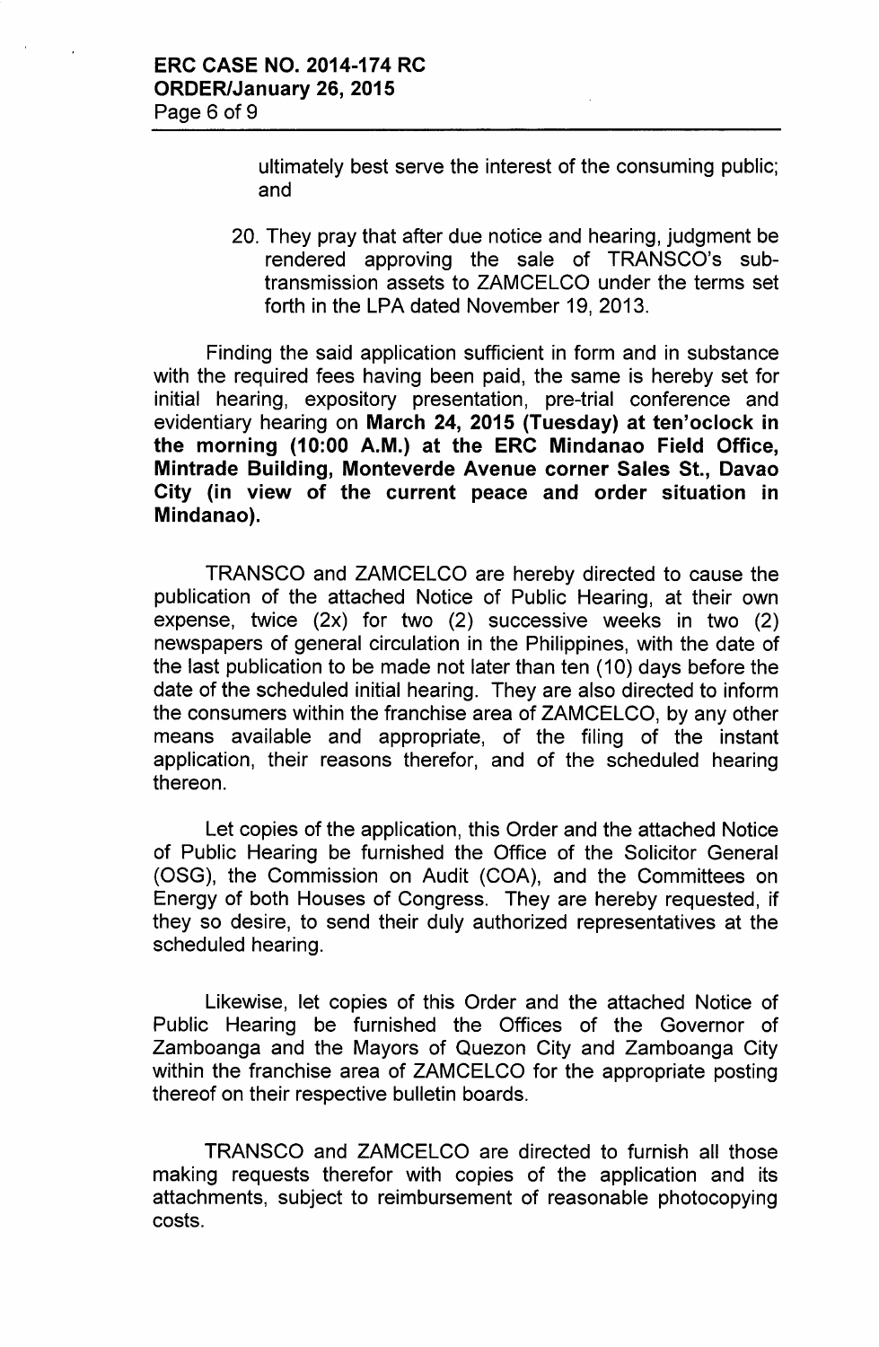ultimately best serve the interest of the consuming public; and

20. They pray that after due notice and hearing, judgment be rendered approving the sale of TRANSCO's sub-transmission assets to ZAMCELCO under the terms set forth in the LPA dated November 19, 2013.

Finding the said application sufficient in form and in substance with the required fees having been paid, the same is hereby set for initial hearing, expository presentation, pre-trial conference and evidentiary hearing on **March 24, 2015 (Tuesday) at ten'oclock in the morning (10:00 A.M.) at the ERC Mindanao Field Office, Mintrade Building, Monteverde Avenue corner Sales St., Davao City (in view of the current peace and order situation in Mindanao).**

TRANSCO and ZAMCELCO are hereby directed to cause the publication of the attached Notice of Public Hearing, at their own expense, twice (2x) for two (2) successive weeks in two (2) newspapers of general circulation in the Philippines, with the date of the last publication to be made not later than ten (10) days before the date of the scheduled initial hearing. They are also directed to inform the consumers within the franchise area of ZAMCELCO, by any other means available and appropriate, of the filing of the instant application, their reasons therefor, and of the scheduled hearing thereon.

Let copies of the application, this Order and the attached Notice of Public Hearing be furnished the Office of the Solicitor General (OSG), the Commission on Audit (COA), and the Committees on Energy of both Houses of Congress. They are hereby requested, if they so desire, to send their duly authorized representatives at the scheduled hearing.

Likewise, let copies of this Order and the attached Notice of Public Hearing be furnished the Offices of the Governor of Zamboanga and the Mayors of Quezon City and Zamboanga City within the franchise area of ZAMCELCO for the appropriate posting thereof on their respective bulletin boards.

TRANSCO and ZAMCELCO are directed to furnish all those making requests therefor with copies of the application and its attachments, subject to reimbursement of reasonable photocopying costs.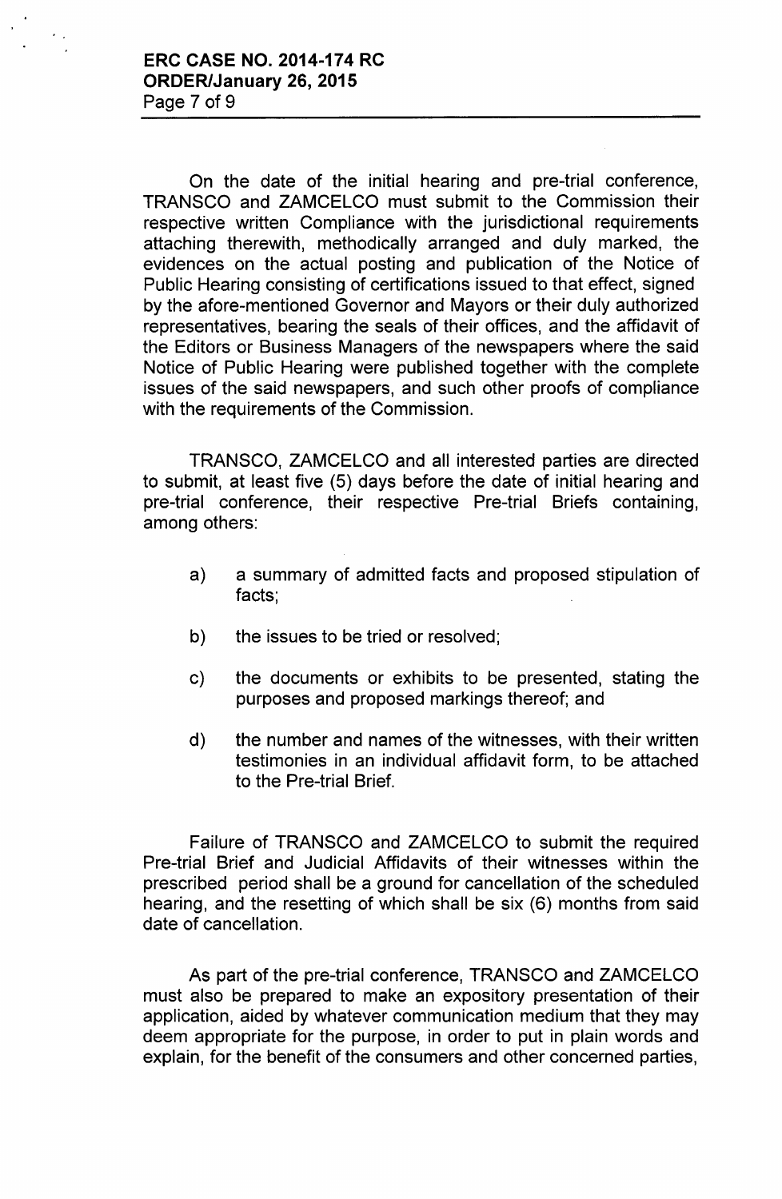On the date of the initial hearing and pre-trial conference, TRANSCO and ZAMCELCO must submit to the Commission their respective written Compliance with the jurisdictional requirements attaching therewith, methodically arranged and duly marked, the evidences on the actual posting and publication of the Notice of Public Hearing consisting of certifications issued to that effect, signed by the afore-mentioned Governor and Mayors or their duly authorized representatives, bearing the seals of their offices, and the affidavit of the Editors or Business Managers of the newspapers where the said Notice of Public Hearing were published together with the complete issues of the said newspapers, and such other proofs of compliance with the requirements of the Commission.

TRANSCO, ZAMCELCO and all interested parties are directed to submit, at least five (5) days before the date of initial hearing and pre-trial conference, their respective Pre-trial Briefs containing, among others:

a) a summary of admitted facts and proposed stipulation of facts;

b) the issues to be tried or resolved;

c) the documents or exhibits to be presented, stating the purposes and proposed markings thereof; and

d) the number and names of the witnesses, with their written testimonies in an individual affidavit form, to be attached to the Pre-trial Brief.

Failure of TRANSCO and ZAMCELCO to submit the required Pre-trial Brief and Judicial Affidavits of their witnesses within the prescribed period shall be a ground for cancellation of the scheduled hearing, and the resetting of which shall be six (6) months from said date of cancellation.

As part of the pre-trial conference, TRANSCO and ZAMCELCO must also be prepared to make an expository presentation of their application, aided by whatever communication medium that they may deem appropriate for the purpose, in order to put in plain words and explain, for the benefit of the consumers and other concerned parties,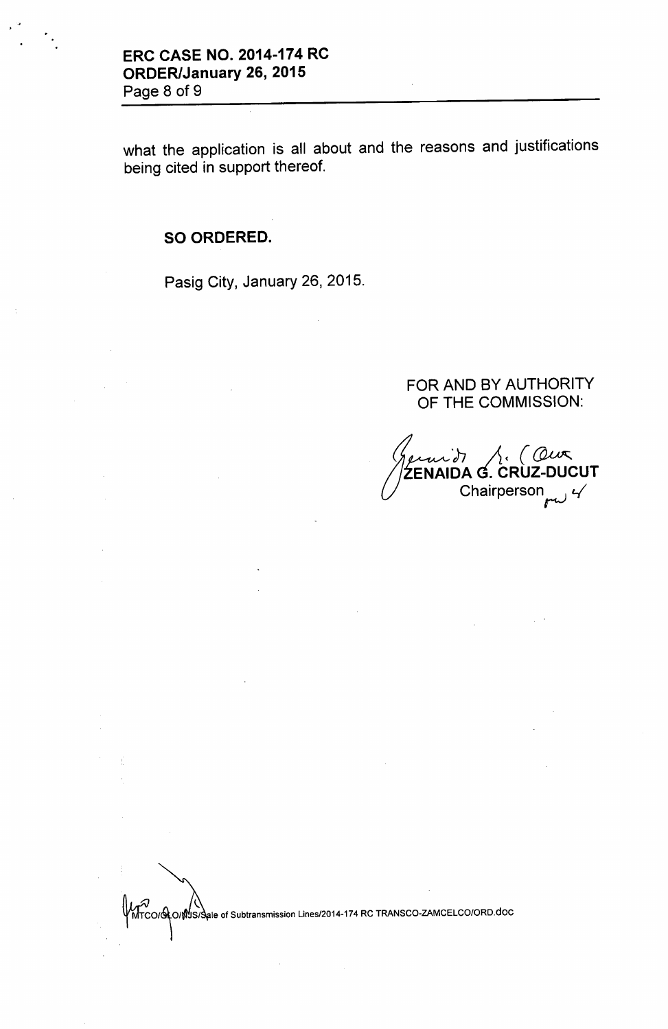what the application is all about and the reasons and justifications being cited in support thereof.

**SO ORDERED.**

Pasig City, January 26, 2015.

FOR AND BY AUTHORITY
OF THE COMMISSION:

**ZENAIDA G. CRUZ-DUCUT**
Chairperson

MTCO/GLO/NJS/Sale of Subtransmission Lines/2014-174 RC TRANSCO-ZAMCELCO/ORD.doc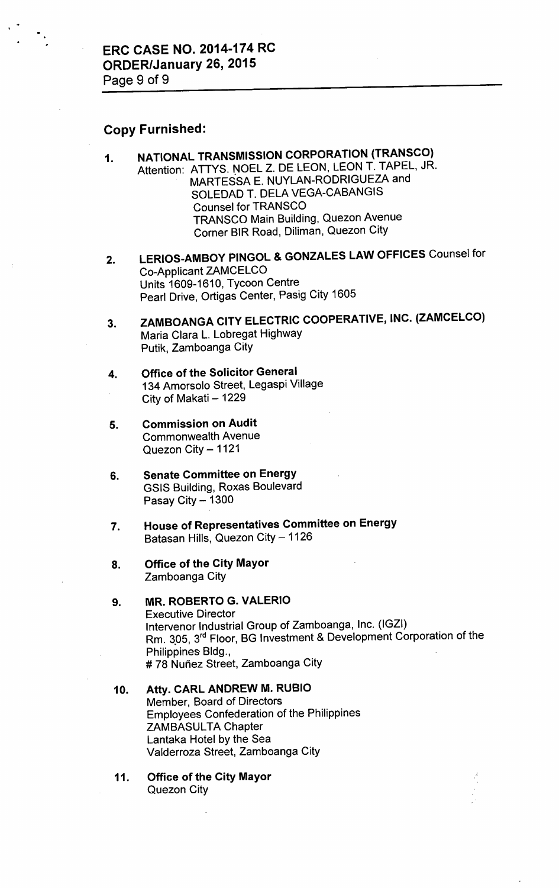## Copy Furnished:

1. **NATIONAL TRANSMISSION CORPORATION (TRANSCO)**
   Attention: ATTYS. NOEL Z. DE LEON, LEON T. TAPEL, JR.
   MARTESSA E. NUYLAN-RODRIGUEZA and
   SOLEDAD T. DELA VEGA-CABANGIS
   Counsel for TRANSCO
   TRANSCO Main Building, Quezon Avenue
   Corner BIR Road, Diliman, Quezon City

2. **LERIOS-AMBOY PINGOL & GONZALES LAW OFFICES** Counsel for Co-Applicant ZAMCELCO
   Units 1609-1610, Tycoon Centre
   Pearl Drive, Ortigas Center, Pasig City 1605

3. **ZAMBOANGA CITY ELECTRIC COOPERATIVE, INC. (ZAMCELCO)**
   Maria Clara L. Lobregat Highway
   Putik, Zamboanga City

4. **Office of the Solicitor General**
   134 Amorsolo Street, Legaspi Village
   City of Makati – 1229

5. **Commission on Audit**
   Commonwealth Avenue
   Quezon City – 1121

6. **Senate Committee on Energy**
   GSIS Building, Roxas Boulevard
   Pasay City – 1300

7. **House of Representatives Committee on Energy**
   Batasan Hills, Quezon City – 1126

8. **Office of the City Mayor**
   Zamboanga City

9. **MR. ROBERTO G. VALERIO**
   Executive Director
   Intervenor Industrial Group of Zamboanga, Inc. (IGZI)
   Rm. 305, 3rd Floor, BG Investment & Development Corporation of the Philippines Bldg.,
   # 78 Nuñez Street, Zamboanga City

10. **Atty. CARL ANDREW M. RUBIO**
    Member, Board of Directors
    Employees Confederation of the Philippines
    ZAMBASULTA Chapter
    Lantaka Hotel by the Sea
    Valderroza Street, Zamboanga City

11. **Office of the City Mayor**
    Quezon City